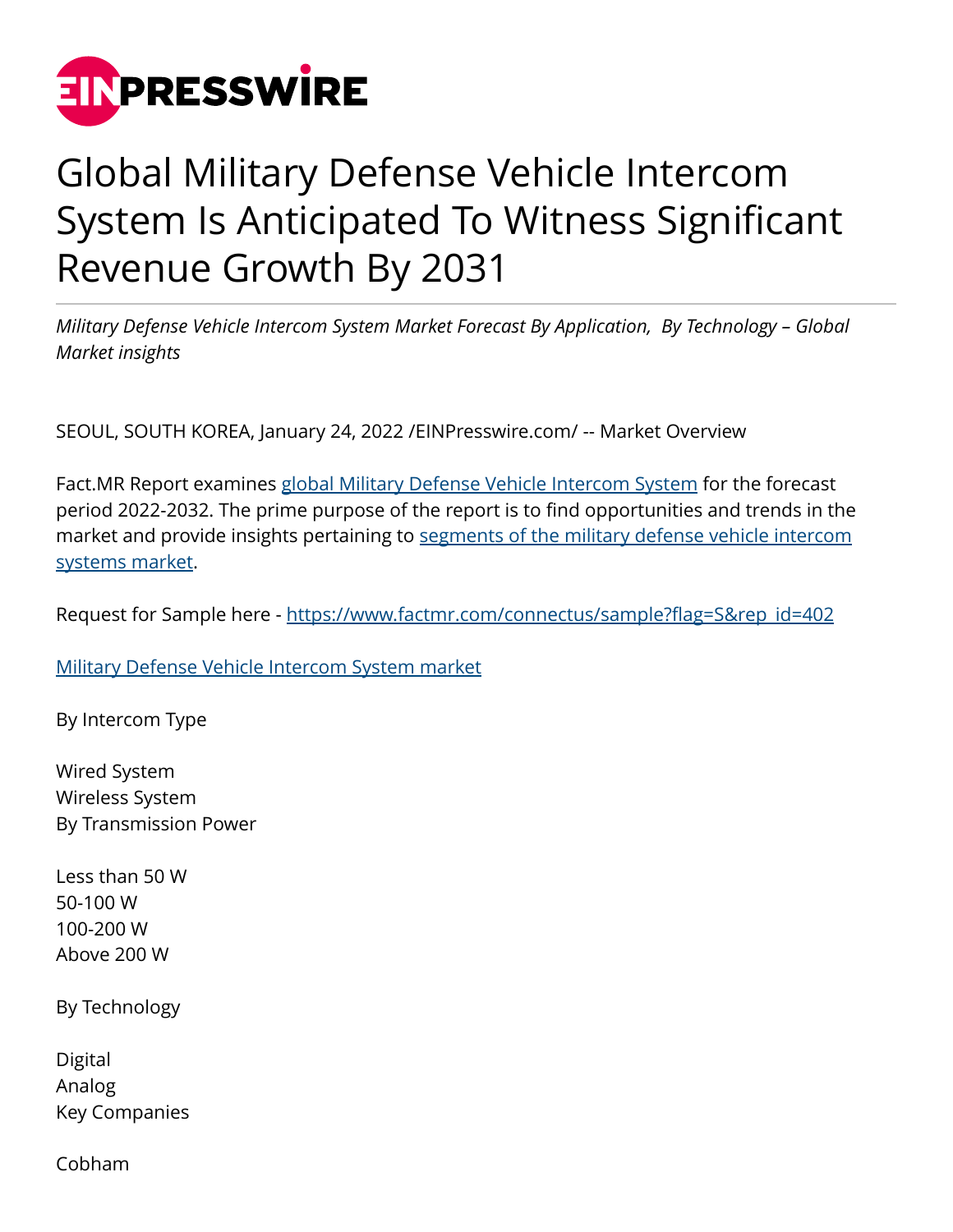# Global Military Defense Vehicle Intercom System Is Anticipated To Witness Significant Revenue Growth By 2031

*Military Defense Vehicle Intercom System Market Forecast By Application, By Technology – Global Market insights*

SEOUL, SOUTH KOREA, January 24, 2022 /EINPresswire.com/ -- Market Overview

Fact.MR Report examines global Military Defense Vehicle Intercom System for the forecast period 2022-2032. The prime purpose of the report is to find opportunities and trends in the market and provide insights pertaining to segments of the military defense vehicle intercom systems market.

Request for Sample here - https://www.factmr.com/connectus/sample?flag=S&rep_id=402

Military Defense Vehicle Intercom System market

By Intercom Type

Wired System
Wireless System
By Transmission Power

Less than 50 W
50-100 W
100-200 W
Above 200 W

By Technology

Digital
Analog
Key Companies

Cobham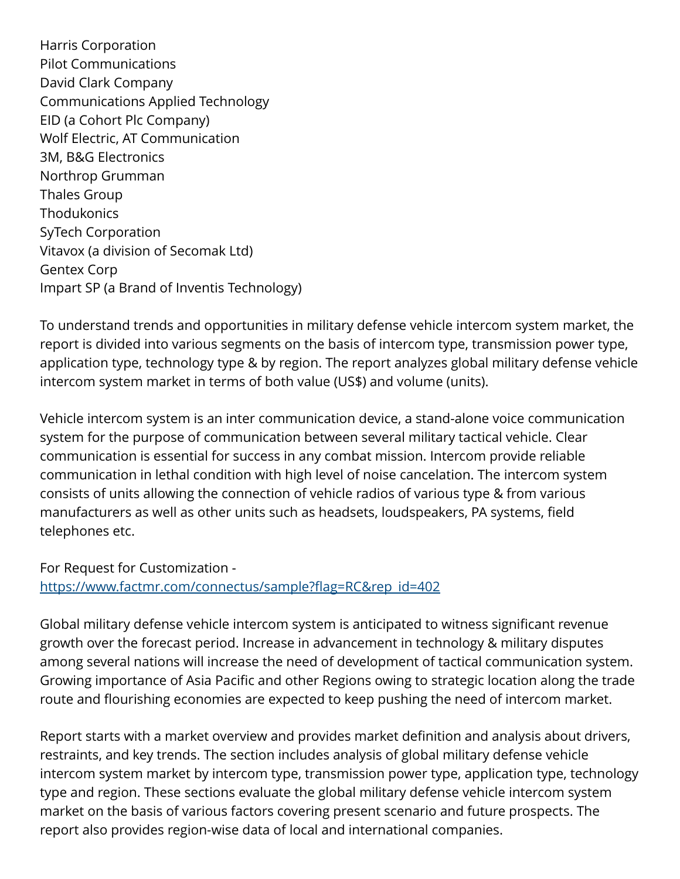Harris Corporation
Pilot Communications
David Clark Company
Communications Applied Technology
EID (a Cohort Plc Company)
Wolf Electric, AT Communication
3M, B&G Electronics
Northrop Grumman
Thales Group
Thodukonics
SyTech Corporation
Vitavox (a division of Secomak Ltd)
Gentex Corp
Impart SP (a Brand of Inventis Technology)

To understand trends and opportunities in military defense vehicle intercom system market, the report is divided into various segments on the basis of intercom type, transmission power type, application type, technology type & by region. The report analyzes global military defense vehicle intercom system market in terms of both value (US$) and volume (units).

Vehicle intercom system is an inter communication device, a stand-alone voice communication system for the purpose of communication between several military tactical vehicle. Clear communication is essential for success in any combat mission. Intercom provide reliable communication in lethal condition with high level of noise cancelation. The intercom system consists of units allowing the connection of vehicle radios of various type & from various manufacturers as well as other units such as headsets, loudspeakers, PA systems, field telephones etc.

For Request for Customization -
[https://www.factmr.com/connectus/sample?flag=RC&rep_id=402](https://www.factmr.com/connectus/sample?flag=RC&rep_id=402)

Global military defense vehicle intercom system is anticipated to witness significant revenue growth over the forecast period. Increase in advancement in technology & military disputes among several nations will increase the need of development of tactical communication system. Growing importance of Asia Pacific and other Regions owing to strategic location along the trade route and flourishing economies are expected to keep pushing the need of intercom market.

Report starts with a market overview and provides market definition and analysis about drivers, restraints, and key trends. The section includes analysis of global military defense vehicle intercom system market by intercom type, transmission power type, application type, technology type and region. These sections evaluate the global military defense vehicle intercom system market on the basis of various factors covering present scenario and future prospects. The report also provides region-wise data of local and international companies.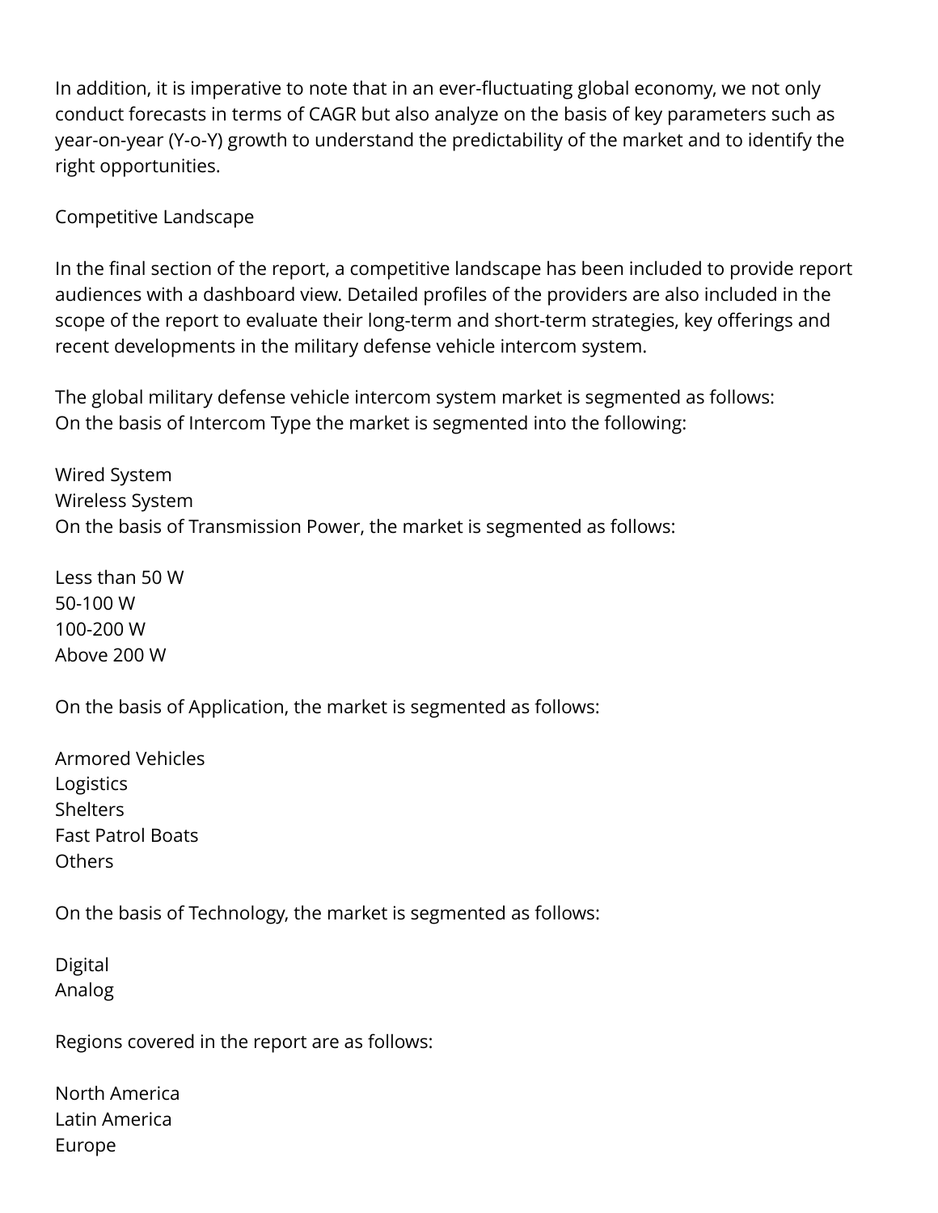In addition, it is imperative to note that in an ever-fluctuating global economy, we not only conduct forecasts in terms of CAGR but also analyze on the basis of key parameters such as year-on-year (Y-o-Y) growth to understand the predictability of the market and to identify the right opportunities.

## Competitive Landscape

In the final section of the report, a competitive landscape has been included to provide report audiences with a dashboard view. Detailed profiles of the providers are also included in the scope of the report to evaluate their long-term and short-term strategies, key offerings and recent developments in the military defense vehicle intercom system.

The global military defense vehicle intercom system market is segmented as follows:
On the basis of Intercom Type the market is segmented into the following:

- Wired System
- Wireless System

On the basis of Transmission Power, the market is segmented as follows:

- Less than 50 W
- 50-100 W
- 100-200 W
- Above 200 W

On the basis of Application, the market is segmented as follows:

- Armored Vehicles
- Logistics
- Shelters
- Fast Patrol Boats
- Others

On the basis of Technology, the market is segmented as follows:

- Digital
- Analog

Regions covered in the report are as follows:

- North America
- Latin America
- Europe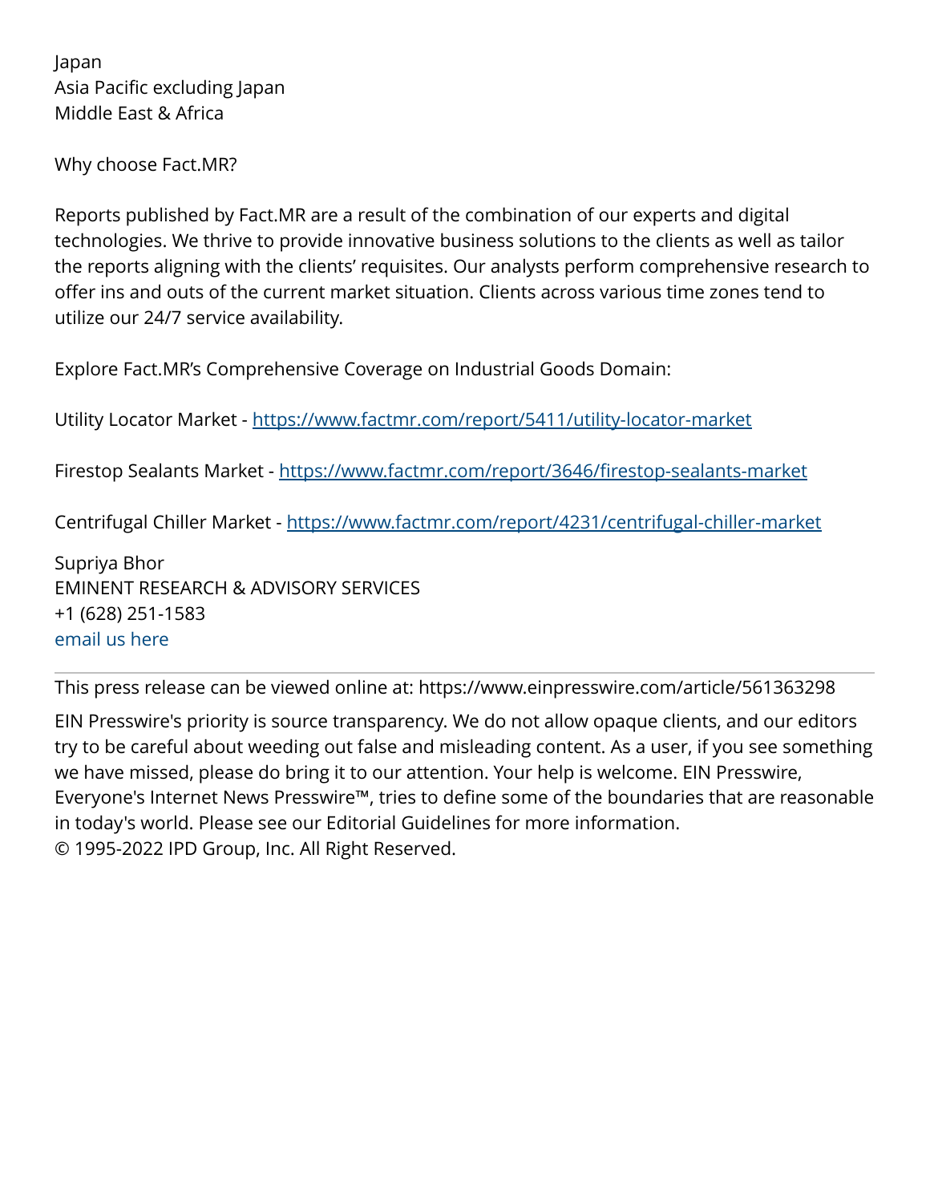Japan
Asia Pacific excluding Japan
Middle East & Africa

Why choose Fact.MR?

Reports published by Fact.MR are a result of the combination of our experts and digital technologies. We thrive to provide innovative business solutions to the clients as well as tailor the reports aligning with the clients' requisites. Our analysts perform comprehensive research to offer ins and outs of the current market situation. Clients across various time zones tend to utilize our 24/7 service availability.

Explore Fact.MR's Comprehensive Coverage on Industrial Goods Domain:

Utility Locator Market - [https://www.factmr.com/report/5411/utility-locator-market](https://www.factmr.com/report/5411/utility-locator-market)

Firestop Sealants Market - [https://www.factmr.com/report/3646/firestop-sealants-market](https://www.factmr.com/report/3646/firestop-sealants-market)

Centrifugal Chiller Market - [https://www.factmr.com/report/4231/centrifugal-chiller-market](https://www.factmr.com/report/4231/centrifugal-chiller-market)

Supriya Bhor
EMINENT RESEARCH & ADVISORY SERVICES
+1 (628) 251-1583
email us here

---

This press release can be viewed online at: https://www.einpresswire.com/article/561363298

EIN Presswire's priority is source transparency. We do not allow opaque clients, and our editors try to be careful about weeding out false and misleading content. As a user, if you see something we have missed, please do bring it to our attention. Your help is welcome. EIN Presswire, Everyone's Internet News Presswire™, tries to define some of the boundaries that are reasonable in today's world. Please see our Editorial Guidelines for more information.
© 1995-2022 IPD Group, Inc. All Right Reserved.